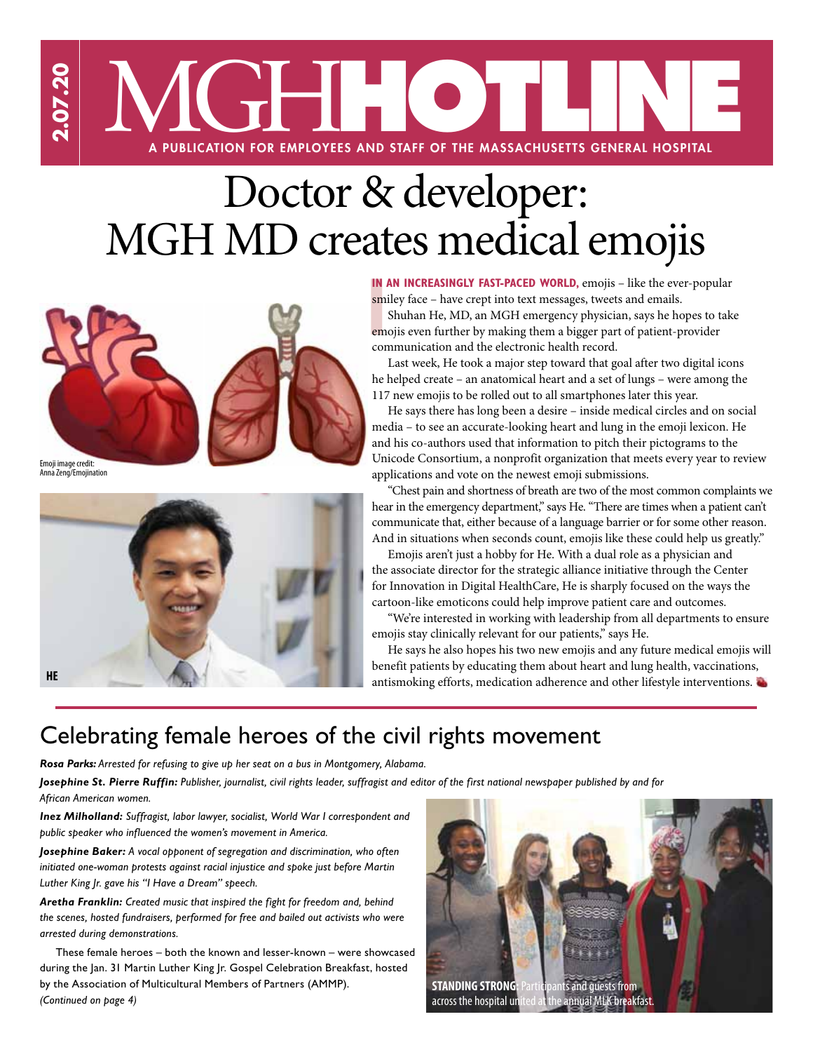2.07.20

# MGH HOTLINE

A PUBLICATION FOR EMPLOYEES AND STAFF OF THE MASSACHUSETTS GENERAL HOSPITAL

# Doctor & developer: MGH MD creates medical emojis

Emoji image credit: Anna Zeng/Emojination

HE

**IN AN INCREASINGLY FAST-PACED WORLD,** emojis – like the ever-popular smiley face – have crept into text messages, tweets and emails.

Shuhan He, MD, an MGH emergency physician, says he hopes to take emojis even further by making them a bigger part of patient-provider communication and the electronic health record.

Last week, He took a major step toward that goal after two digital icons he helped create – an anatomical heart and a set of lungs – were among the 117 new emojis to be rolled out to all smartphones later this year.

He says there has long been a desire – inside medical circles and on social media – to see an accurate-looking heart and lung in the emoji lexicon. He and his co-authors used that information to pitch their pictograms to the Unicode Consortium, a nonprofit organization that meets every year to review applications and vote on the newest emoji submissions.

"Chest pain and shortness of breath are two of the most common complaints we hear in the emergency department," says He. "There are times when a patient can't communicate that, either because of a language barrier or for some other reason. And in situations when seconds count, emojis like these could help us greatly."

Emojis aren't just a hobby for He. With a dual role as a physician and the associate director for the strategic alliance initiative through the Center for Innovation in Digital HealthCare, He is sharply focused on the ways the cartoon-like emoticons could help improve patient care and outcomes.

"We're interested in working with leadership from all departments to ensure emojis stay clinically relevant for our patients," says He.

He says he also hopes his two new emojis and any future medical emojis will benefit patients by educating them about heart and lung health, vaccinations, antismoking efforts, medication adherence and other lifestyle interventions.

## Celebrating female heroes of the civil rights movement

***Rosa Parks:*** *Arrested for refusing to give up her seat on a bus in Montgomery, Alabama.*

***Josephine St. Pierre Ruffin:*** *Publisher, journalist, civil rights leader, suffragist and editor of the first national newspaper published by and for African American women.*

***Inez Milholland:*** *Suffragist, labor lawyer, socialist, World War I correspondent and public speaker who influenced the women's movement in America.*

***Josephine Baker:*** *A vocal opponent of segregation and discrimination, who often initiated one-woman protests against racial injustice and spoke just before Martin Luther King Jr. gave his "I Have a Dream" speech.*

***Aretha Franklin:*** *Created music that inspired the fight for freedom and, behind the scenes, hosted fundraisers, performed for free and bailed out activists who were arrested during demonstrations.*

These female heroes – both the known and lesser-known – were showcased during the Jan. 31 Martin Luther King Jr. Gospel Celebration Breakfast, hosted by the Association of Multicultural Members of Partners (AMMP). *(Continued on page 4)*

**STANDING STRONG:** Participants and guests from across the hospital united at the annual MLK breakfast.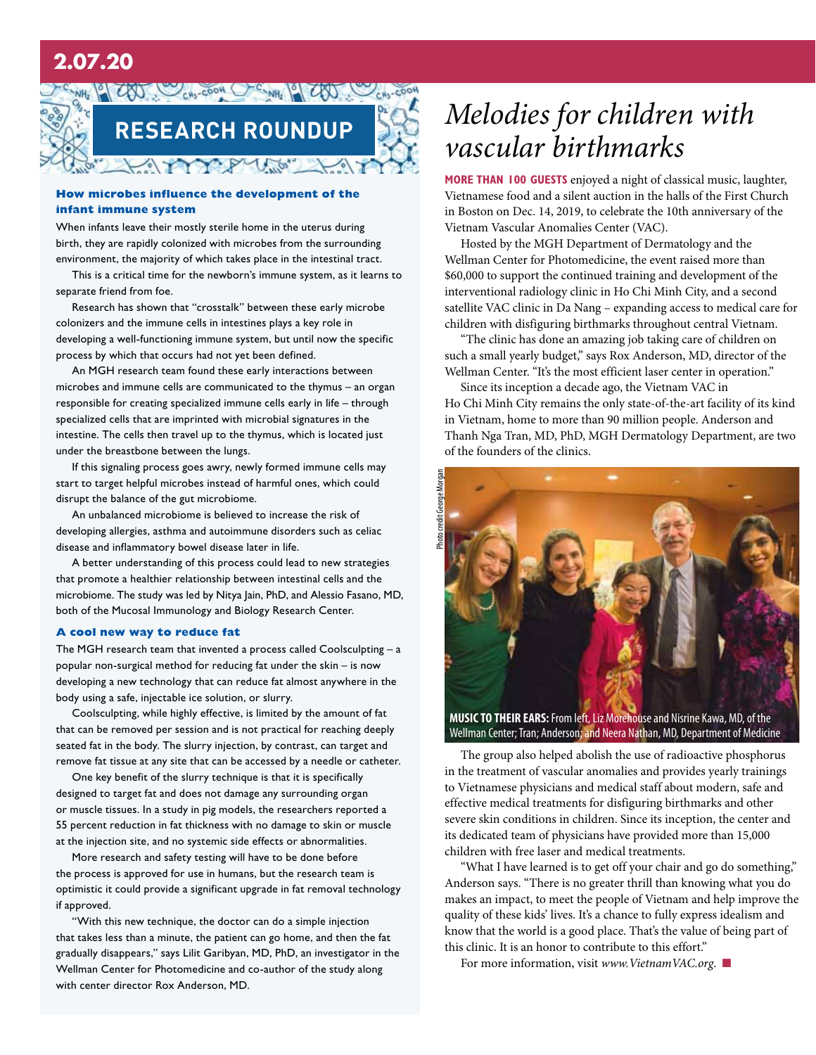2.07.20

## RESEARCH ROUNDUP

### How microbes influence the development of the infant immune system

When infants leave their mostly sterile home in the uterus during birth, they are rapidly colonized with microbes from the surrounding environment, the majority of which takes place in the intestinal tract.

This is a critical time for the newborn's immune system, as it learns to separate friend from foe.

Research has shown that "crosstalk" between these early microbe colonizers and the immune cells in intestines plays a key role in developing a well-functioning immune system, but until now the specific process by which that occurs had not yet been defined.

An MGH research team found these early interactions between microbes and immune cells are communicated to the thymus – an organ responsible for creating specialized immune cells early in life – through specialized cells that are imprinted with microbial signatures in the intestine. The cells then travel up to the thymus, which is located just under the breastbone between the lungs.

If this signaling process goes awry, newly formed immune cells may start to target helpful microbes instead of harmful ones, which could disrupt the balance of the gut microbiome.

An unbalanced microbiome is believed to increase the risk of developing allergies, asthma and autoimmune disorders such as celiac disease and inflammatory bowel disease later in life.

A better understanding of this process could lead to new strategies that promote a healthier relationship between intestinal cells and the microbiome. The study was led by Nitya Jain, PhD, and Alessio Fasano, MD, both of the Mucosal Immunology and Biology Research Center.

### A cool new way to reduce fat

The MGH research team that invented a process called Coolsculpting – a popular non-surgical method for reducing fat under the skin – is now developing a new technology that can reduce fat almost anywhere in the body using a safe, injectable ice solution, or slurry.

Coolsculpting, while highly effective, is limited by the amount of fat that can be removed per session and is not practical for reaching deeply seated fat in the body. The slurry injection, by contrast, can target and remove fat tissue at any site that can be accessed by a needle or catheter.

One key benefit of the slurry technique is that it is specifically designed to target fat and does not damage any surrounding organ or muscle tissues. In a study in pig models, the researchers reported a 55 percent reduction in fat thickness with no damage to skin or muscle at the injection site, and no systemic side effects or abnormalities.

More research and safety testing will have to be done before the process is approved for use in humans, but the research team is optimistic it could provide a significant upgrade in fat removal technology if approved.

"With this new technique, the doctor can do a simple injection that takes less than a minute, the patient can go home, and then the fat gradually disappears," says Lilit Garibyan, MD, PhD, an investigator in the Wellman Center for Photomedicine and co-author of the study along with center director Rox Anderson, MD.

# *Melodies for children with vascular birthmarks*

**MORE THAN 100 GUESTS** enjoyed a night of classical music, laughter, Vietnamese food and a silent auction in the halls of the First Church in Boston on Dec. 14, 2019, to celebrate the 10th anniversary of the Vietnam Vascular Anomalies Center (VAC).

Hosted by the MGH Department of Dermatology and the Wellman Center for Photomedicine, the event raised more than $60,000 to support the continued training and development of the interventional radiology clinic in Ho Chi Minh City, and a second satellite VAC clinic in Da Nang – expanding access to medical care for children with disfiguring birthmarks throughout central Vietnam.

"The clinic has done an amazing job taking care of children on such a small yearly budget," says Rox Anderson, MD, director of the Wellman Center. "It's the most efficient laser center in operation."

Since its inception a decade ago, the Vietnam VAC in Ho Chi Minh City remains the only state-of-the-art facility of its kind in Vietnam, home to more than 90 million people. Anderson and Thanh Nga Tran, MD, PhD, MGH Dermatology Department, are two of the founders of the clinics.

Photo credit George Morgan

**MUSIC TO THEIR EARS:** From left, Liz Morehouse and Nisrine Kawa, MD, of the Wellman Center; Tran; Anderson; and Neera Nathan, MD, Department of Medicine

The group also helped abolish the use of radioactive phosphorus in the treatment of vascular anomalies and provides yearly trainings to Vietnamese physicians and medical staff about modern, safe and effective medical treatments for disfiguring birthmarks and other severe skin conditions in children. Since its inception, the center and its dedicated team of physicians have provided more than 15,000 children with free laser and medical treatments.

"What I have learned is to get off your chair and go do something," Anderson says. "There is no greater thrill than knowing what you do makes an impact, to meet the people of Vietnam and help improve the quality of these kids' lives. It's a chance to fully express idealism and know that the world is a good place. That's the value of being part of this clinic. It is an honor to contribute to this effort."

For more information, visit *www.VietnamVAC.org.* ■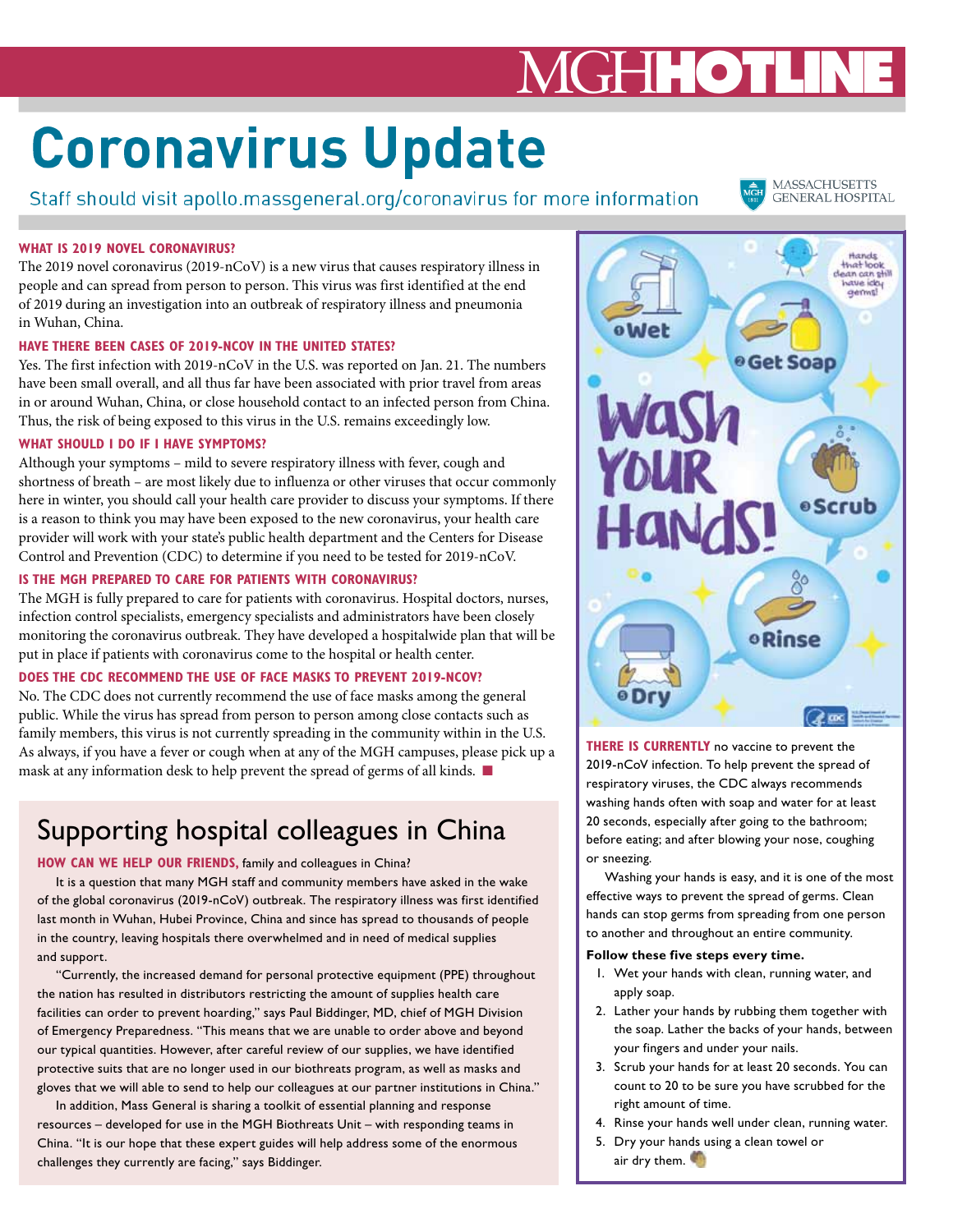# Coronavirus Update

Staff should visit apollo.massgeneral.org/coronavirus for more information

**WHAT IS 2019 NOVEL CORONAVIRUS?**

The 2019 novel coronavirus (2019-nCoV) is a new virus that causes respiratory illness in people and can spread from person to person. This virus was first identified at the end of 2019 during an investigation into an outbreak of respiratory illness and pneumonia in Wuhan, China.

**HAVE THERE BEEN CASES OF 2019-NCOV IN THE UNITED STATES?**

Yes. The first infection with 2019-nCoV in the U.S. was reported on Jan. 21. The numbers have been small overall, and all thus far have been associated with prior travel from areas in or around Wuhan, China, or close household contact to an infected person from China. Thus, the risk of being exposed to this virus in the U.S. remains exceedingly low.

**WHAT SHOULD I DO IF I HAVE SYMPTOMS?**

Although your symptoms – mild to severe respiratory illness with fever, cough and shortness of breath – are most likely due to influenza or other viruses that occur commonly here in winter, you should call your health care provider to discuss your symptoms. If there is a reason to think you may have been exposed to the new coronavirus, your health care provider will work with your state's public health department and the Centers for Disease Control and Prevention (CDC) to determine if you need to be tested for 2019-nCoV.

**IS THE MGH PREPARED TO CARE FOR PATIENTS WITH CORONAVIRUS?**

The MGH is fully prepared to care for patients with coronavirus. Hospital doctors, nurses, infection control specialists, emergency specialists and administrators have been closely monitoring the coronavirus outbreak. They have developed a hospitalwide plan that will be put in place if patients with coronavirus come to the hospital or health center.

**DOES THE CDC RECOMMEND THE USE OF FACE MASKS TO PREVENT 2019-NCOV?**

No. The CDC does not currently recommend the use of face masks among the general public. While the virus has spread from person to person among close contacts such as family members, this virus is not currently spreading in the community within in the U.S. As always, if you have a fever or cough when at any of the MGH campuses, please pick up a mask at any information desk to help prevent the spread of germs of all kinds.

## Supporting hospital colleagues in China

**HOW CAN WE HELP OUR FRIENDS,** family and colleagues in China?

It is a question that many MGH staff and community members have asked in the wake of the global coronavirus (2019-nCoV) outbreak. The respiratory illness was first identified last month in Wuhan, Hubei Province, China and since has spread to thousands of people in the country, leaving hospitals there overwhelmed and in need of medical supplies and support.

"Currently, the increased demand for personal protective equipment (PPE) throughout the nation has resulted in distributors restricting the amount of supplies health care facilities can order to prevent hoarding," says Paul Biddinger, MD, chief of MGH Division of Emergency Preparedness. "This means that we are unable to order above and beyond our typical quantities. However, after careful review of our supplies, we have identified protective suits that are no longer used in our biothreats program, as well as masks and gloves that we will able to send to help our colleagues at our partner institutions in China."

In addition, Mass General is sharing a toolkit of essential planning and response resources – developed for use in the MGH Biothreats Unit – with responding teams in China. "It is our hope that these expert guides will help address some of the enormous challenges they currently are facing," says Biddinger.

**THERE IS CURRENTLY** no vaccine to prevent the 2019-nCoV infection. To help prevent the spread of respiratory viruses, the CDC always recommends washing hands often with soap and water for at least 20 seconds, especially after going to the bathroom; before eating; and after blowing your nose, coughing or sneezing.

Washing your hands is easy, and it is one of the most effective ways to prevent the spread of germs. Clean hands can stop germs from spreading from one person to another and throughout an entire community.

**Follow these five steps every time.**

1. Wet your hands with clean, running water, and apply soap.
2. Lather your hands by rubbing them together with the soap. Lather the backs of your hands, between your fingers and under your nails.
3. Scrub your hands for at least 20 seconds. You can count to 20 to be sure you have scrubbed for the right amount of time.
4. Rinse your hands well under clean, running water.
5. Dry your hands using a clean towel or air dry them.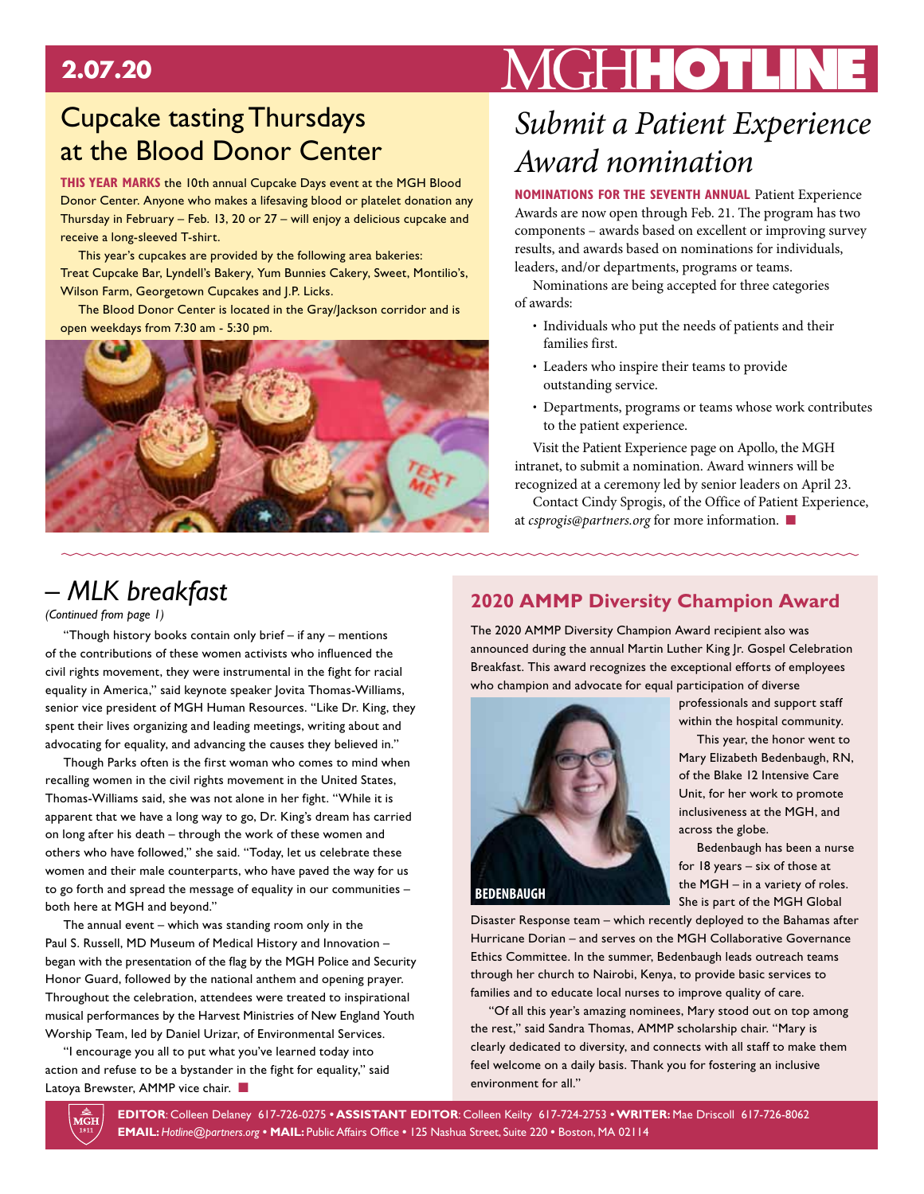## Cupcake tasting Thursdays at the Blood Donor Center

**THIS YEAR MARKS** the 10th annual Cupcake Days event at the MGH Blood Donor Center. Anyone who makes a lifesaving blood or platelet donation any Thursday in February – Feb. 13, 20 or 27 – will enjoy a delicious cupcake and receive a long-sleeved T-shirt.

This year's cupcakes are provided by the following area bakeries: Treat Cupcake Bar, Lyndell's Bakery, Yum Bunnies Cakery, Sweet, Montilio's, Wilson Farm, Georgetown Cupcakes and J.P. Licks.

The Blood Donor Center is located in the Gray/Jackson corridor and is open weekdays from 7:30 am - 5:30 pm.

## *Submit a Patient Experience Award nomination*

**NOMINATIONS FOR THE SEVENTH ANNUAL** Patient Experience Awards are now open through Feb. 21. The program has two components – awards based on excellent or improving survey results, and awards based on nominations for individuals, leaders, and/or departments, programs or teams.

Nominations are being accepted for three categories of awards:

- Individuals who put the needs of patients and their families first.
- Leaders who inspire their teams to provide outstanding service.
- Departments, programs or teams whose work contributes to the patient experience.

Visit the Patient Experience page on Apollo, the MGH intranet, to submit a nomination. Award winners will be recognized at a ceremony led by senior leaders on April 23.

Contact Cindy Sprogis, of the Office of Patient Experience, at *csprogis@partners.org* for more information. ■

## *– MLK breakfast*

*(Continued from page 1)*

"Though history books contain only brief – if any – mentions of the contributions of these women activists who influenced the civil rights movement, they were instrumental in the fight for racial equality in America," said keynote speaker Jovita Thomas-Williams, senior vice president of MGH Human Resources. "Like Dr. King, they spent their lives organizing and leading meetings, writing about and advocating for equality, and advancing the causes they believed in."

Though Parks often is the first woman who comes to mind when recalling women in the civil rights movement in the United States, Thomas-Williams said, she was not alone in her fight. "While it is apparent that we have a long way to go, Dr. King's dream has carried on long after his death – through the work of these women and others who have followed," she said. "Today, let us celebrate these women and their male counterparts, who have paved the way for us to go forth and spread the message of equality in our communities – both here at MGH and beyond."

The annual event – which was standing room only in the Paul S. Russell, MD Museum of Medical History and Innovation – began with the presentation of the flag by the MGH Police and Security Honor Guard, followed by the national anthem and opening prayer. Throughout the celebration, attendees were treated to inspirational musical performances by the Harvest Ministries of New England Youth Worship Team, led by Daniel Urizar, of Environmental Services.

"I encourage you all to put what you've learned today into action and refuse to be a bystander in the fight for equality," said Latoya Brewster, AMMP vice chair. ■

## 2020 AMMP Diversity Champion Award

The 2020 AMMP Diversity Champion Award recipient also was announced during the annual Martin Luther King Jr. Gospel Celebration Breakfast. This award recognizes the exceptional efforts of employees who champion and advocate for equal participation of diverse professionals and support staff within the hospital community.

BEDENBAUGH

This year, the honor went to Mary Elizabeth Bedenbaugh, RN, of the Blake 12 Intensive Care Unit, for her work to promote inclusiveness at the MGH, and across the globe.

Bedenbaugh has been a nurse for 18 years – six of those at the MGH – in a variety of roles. She is part of the MGH Global Disaster Response team – which recently deployed to the Bahamas after Hurricane Dorian – and serves on the MGH Collaborative Governance Ethics Committee. In the summer, Bedenbaugh leads outreach teams through her church to Nairobi, Kenya, to provide basic services to families and to educate local nurses to improve quality of care.

"Of all this year's amazing nominees, Mary stood out on top among the rest," said Sandra Thomas, AMMP scholarship chair. "Mary is clearly dedicated to diversity, and connects with all staff to make them feel welcome on a daily basis. Thank you for fostering an inclusive environment for all."

**EDITOR**: Colleen Delaney 617-726-0275 • **ASSISTANT EDITOR**: Colleen Keilty 617-724-2753 • **WRITER:** Mae Driscoll 617-726-8062
**EMAIL:** *Hotline@partners.org* • **MAIL:** Public Affairs Office • 125 Nashua Street, Suite 220 • Boston, MA 02114